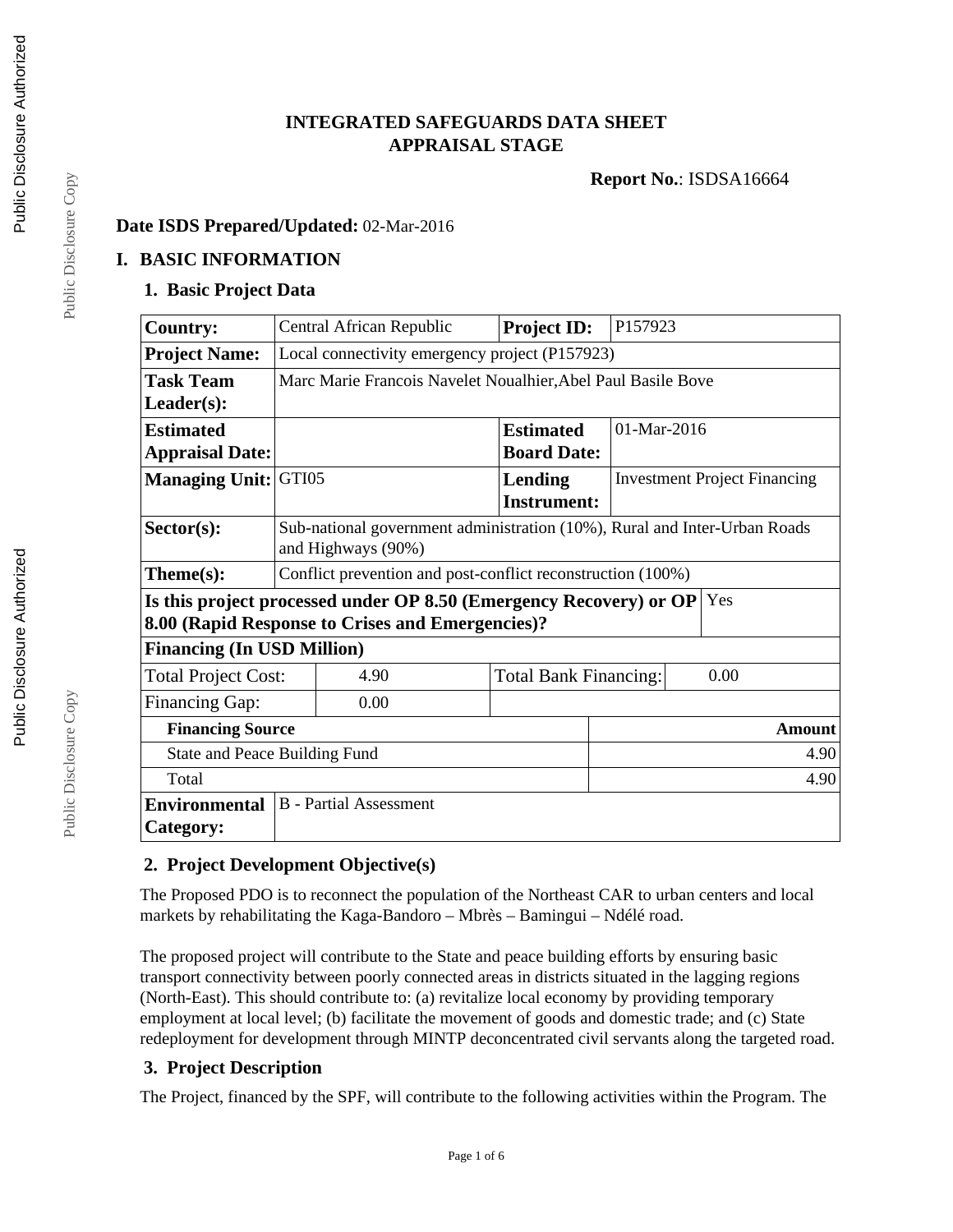# INTEGRATED SAFEGUARDS DATA SHEET
# APPRAISAL STAGE

**Report No.**: ISDSA16664

**Date ISDS Prepared/Updated:** 02-Mar-2016

## I. BASIC INFORMATION

### 1. Basic Project Data

| **Country:** | Central African Republic | **Project ID:** | P157923 |
|---|---|---|---|
| **Project Name:** | Local connectivity emergency project (P157923) | | |
| **Task Team Leader(s):** | Marc Marie Francois Navelet Noualhier,Abel Paul Basile Bove | | |
| **Estimated Appraisal Date:** | | **Estimated Board Date:** | 01-Mar-2016 |
| **Managing Unit:** | GTI05 | **Lending Instrument:** | Investment Project Financing |
| **Sector(s):** | Sub-national government administration (10%), Rural and Inter-Urban Roads and Highways (90%) | | |
| **Theme(s):** | Conflict prevention and post-conflict reconstruction (100%) | | |
| **Is this project processed under OP 8.50 (Emergency Recovery) or OP 8.00 (Rapid Response to Crises and Emergencies)?** | | | Yes |

**Financing (In USD Million)**

| Total Project Cost: | 4.90 | Total Bank Financing: | 0.00 |
|---|---|---|---|
| Financing Gap: | 0.00 | | |

| **Financing Source** | **Amount** |
|---|---|
| State and Peace Building Fund | 4.90 |
| Total | 4.90 |

| **Environmental Category:** | B - Partial Assessment |
|---|---|

### 2. Project Development Objective(s)

The Proposed PDO is to reconnect the population of the Northeast CAR to urban centers and local markets by rehabilitating the Kaga-Bandoro – Mbrès – Bamingui – Ndélé road.

The proposed project will contribute to the State and peace building efforts by ensuring basic transport connectivity between poorly connected areas in districts situated in the lagging regions (North-East). This should contribute to: (a) revitalize local economy by providing temporary employment at local level; (b) facilitate the movement of goods and domestic trade; and (c) State redeployment for development through MINTP deconcentrated civil servants along the targeted road.

### 3. Project Description

The Project, financed by the SPF, will contribute to the following activities within the Program. The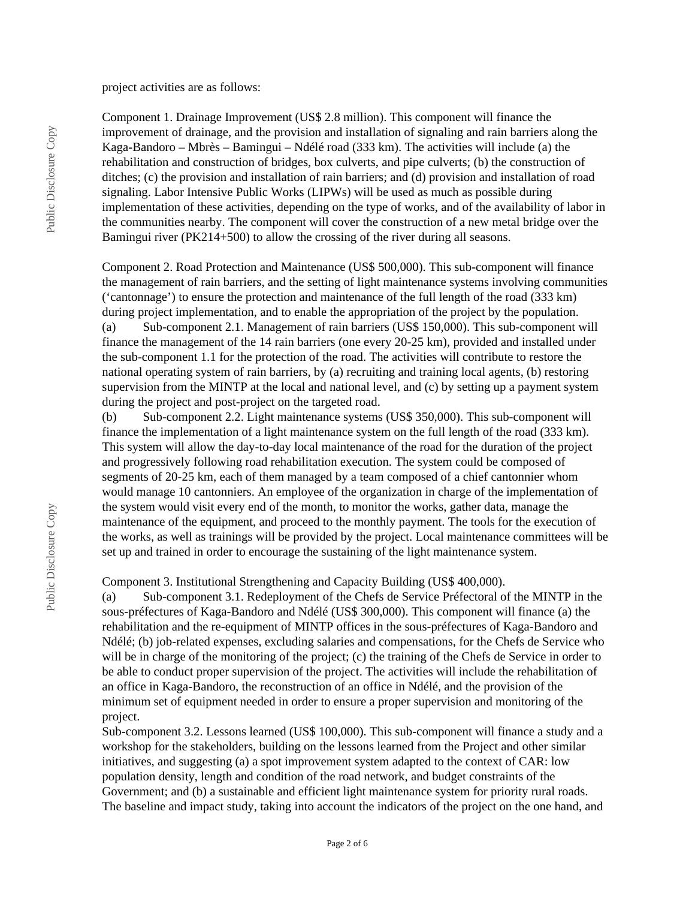project activities are as follows:

Component 1. Drainage Improvement (US$ 2.8 million). This component will finance the improvement of drainage, and the provision and installation of signaling and rain barriers along the Kaga-Bandoro – Mbrès – Bamingui – Ndélé road (333 km). The activities will include (a) the rehabilitation and construction of bridges, box culverts, and pipe culverts; (b) the construction of ditches; (c) the provision and installation of rain barriers; and (d) provision and installation of road signaling. Labor Intensive Public Works (LIPWs) will be used as much as possible during implementation of these activities, depending on the type of works, and of the availability of labor in the communities nearby. The component will cover the construction of a new metal bridge over the Bamingui river (PK214+500) to allow the crossing of the river during all seasons.

Component 2. Road Protection and Maintenance (US$ 500,000). This sub-component will finance the management of rain barriers, and the setting of light maintenance systems involving communities (‘cantonnage’) to ensure the protection and maintenance of the full length of the road (333 km) during project implementation, and to enable the appropriation of the project by the population.

(a) Sub-component 2.1. Management of rain barriers (US$ 150,000). This sub-component will finance the management of the 14 rain barriers (one every 20-25 km), provided and installed under the sub-component 1.1 for the protection of the road. The activities will contribute to restore the national operating system of rain barriers, by (a) recruiting and training local agents, (b) restoring supervision from the MINTP at the local and national level, and (c) by setting up a payment system during the project and post-project on the targeted road.

(b) Sub-component 2.2. Light maintenance systems (US$ 350,000). This sub-component will finance the implementation of a light maintenance system on the full length of the road (333 km). This system will allow the day-to-day local maintenance of the road for the duration of the project and progressively following road rehabilitation execution. The system could be composed of segments of 20-25 km, each of them managed by a team composed of a chief cantonnier whom would manage 10 cantonniers. An employee of the organization in charge of the implementation of the system would visit every end of the month, to monitor the works, gather data, manage the maintenance of the equipment, and proceed to the monthly payment. The tools for the execution of the works, as well as trainings will be provided by the project. Local maintenance committees will be set up and trained in order to encourage the sustaining of the light maintenance system.

Component 3. Institutional Strengthening and Capacity Building (US$ 400,000).

(a) Sub-component 3.1. Redeployment of the Chefs de Service Préfectoral of the MINTP in the sous-préfectures of Kaga-Bandoro and Ndélé (US$ 300,000). This component will finance (a) the rehabilitation and the re-equipment of MINTP offices in the sous-préfectures of Kaga-Bandoro and Ndélé; (b) job-related expenses, excluding salaries and compensations, for the Chefs de Service who will be in charge of the monitoring of the project; (c) the training of the Chefs de Service in order to be able to conduct proper supervision of the project. The activities will include the rehabilitation of an office in Kaga-Bandoro, the reconstruction of an office in Ndélé, and the provision of the minimum set of equipment needed in order to ensure a proper supervision and monitoring of the project.

Sub-component 3.2. Lessons learned (US$ 100,000). This sub-component will finance a study and a workshop for the stakeholders, building on the lessons learned from the Project and other similar initiatives, and suggesting (a) a spot improvement system adapted to the context of CAR: low population density, length and condition of the road network, and budget constraints of the Government; and (b) a sustainable and efficient light maintenance system for priority rural roads. The baseline and impact study, taking into account the indicators of the project on the one hand, and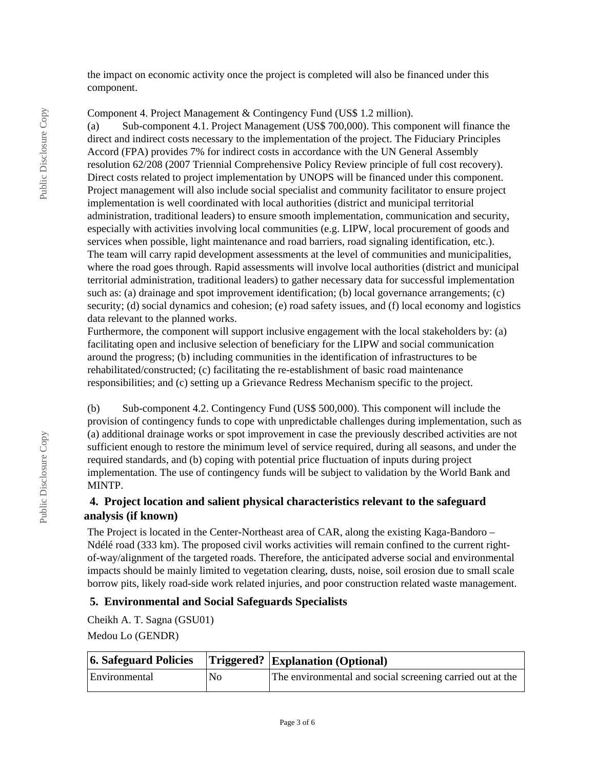the impact on economic activity once the project is completed will also be financed under this component.

Component 4. Project Management & Contingency Fund (US$ 1.2 million).

(a) Sub-component 4.1. Project Management (US$ 700,000). This component will finance the direct and indirect costs necessary to the implementation of the project. The Fiduciary Principles Accord (FPA) provides 7% for indirect costs in accordance with the UN General Assembly resolution 62/208 (2007 Triennial Comprehensive Policy Review principle of full cost recovery). Direct costs related to project implementation by UNOPS will be financed under this component. Project management will also include social specialist and community facilitator to ensure project implementation is well coordinated with local authorities (district and municipal territorial administration, traditional leaders) to ensure smooth implementation, communication and security, especially with activities involving local communities (e.g. LIPW, local procurement of goods and services when possible, light maintenance and road barriers, road signaling identification, etc.).
The team will carry rapid development assessments at the level of communities and municipalities, where the road goes through. Rapid assessments will involve local authorities (district and municipal territorial administration, traditional leaders) to gather necessary data for successful implementation such as: (a) drainage and spot improvement identification; (b) local governance arrangements; (c) security; (d) social dynamics and cohesion; (e) road safety issues, and (f) local economy and logistics data relevant to the planned works.
Furthermore, the component will support inclusive engagement with the local stakeholders by: (a) facilitating open and inclusive selection of beneficiary for the LIPW and social communication around the progress; (b) including communities in the identification of infrastructures to be rehabilitated/constructed; (c) facilitating the re-establishment of basic road maintenance responsibilities; and (c) setting up a Grievance Redress Mechanism specific to the project.

(b) Sub-component 4.2. Contingency Fund (US$ 500,000). This component will include the provision of contingency funds to cope with unpredictable challenges during implementation, such as (a) additional drainage works or spot improvement in case the previously described activities are not sufficient enough to restore the minimum level of service required, during all seasons, and under the required standards, and (b) coping with potential price fluctuation of inputs during project implementation. The use of contingency funds will be subject to validation by the World Bank and MINTP.

## 4. Project location and salient physical characteristics relevant to the safeguard analysis (if known)

The Project is located in the Center-Northeast area of CAR, along the existing Kaga-Bandoro – Ndélé road (333 km). The proposed civil works activities will remain confined to the current right-of-way/alignment of the targeted roads. Therefore, the anticipated adverse social and environmental impacts should be mainly limited to vegetation clearing, dusts, noise, soil erosion due to small scale borrow pits, likely road-side work related injuries, and poor construction related waste management.

## 5. Environmental and Social Safeguards Specialists

Cheikh A. T. Sagna (GSU01)

Medou Lo (GENDR)

| 6. Safeguard Policies | Triggered? | Explanation (Optional) |
|---|---|---|
| Environmental | No | The environmental and social screening carried out at the |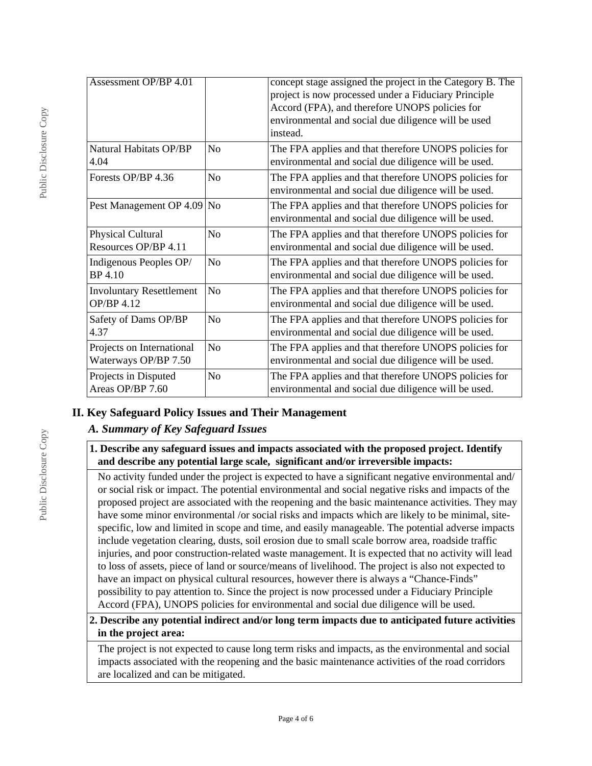| | | |
|---|---|---|
| Assessment OP/BP 4.01 | | concept stage assigned the project in the Category B. The project is now processed under a Fiduciary Principle Accord (FPA), and therefore UNOPS policies for environmental and social due diligence will be used instead. |
| Natural Habitats OP/BP 4.04 | No | The FPA applies and that therefore UNOPS policies for environmental and social due diligence will be used. |
| Forests OP/BP 4.36 | No | The FPA applies and that therefore UNOPS policies for environmental and social due diligence will be used. |
| Pest Management OP 4.09 | No | The FPA applies and that therefore UNOPS policies for environmental and social due diligence will be used. |
| Physical Cultural Resources OP/BP 4.11 | No | The FPA applies and that therefore UNOPS policies for environmental and social due diligence will be used. |
| Indigenous Peoples OP/ BP 4.10 | No | The FPA applies and that therefore UNOPS policies for environmental and social due diligence will be used. |
| Involuntary Resettlement OP/BP 4.12 | No | The FPA applies and that therefore UNOPS policies for environmental and social due diligence will be used. |
| Safety of Dams OP/BP 4.37 | No | The FPA applies and that therefore UNOPS policies for environmental and social due diligence will be used. |
| Projects on International Waterways OP/BP 7.50 | No | The FPA applies and that therefore UNOPS policies for environmental and social due diligence will be used. |
| Projects in Disputed Areas OP/BP 7.60 | No | The FPA applies and that therefore UNOPS policies for environmental and social due diligence will be used. |

## II. Key Safeguard Policy Issues and Their Management

### *A. Summary of Key Safeguard Issues*

**1. Describe any safeguard issues and impacts associated with the proposed project. Identify and describe any potential large scale, significant and/or irreversible impacts:**

No activity funded under the project is expected to have a significant negative environmental and/ or social risk or impact. The potential environmental and social negative risks and impacts of the proposed project are associated with the reopening and the basic maintenance activities. They may have some minor environmental /or social risks and impacts which are likely to be minimal, site-specific, low and limited in scope and time, and easily manageable. The potential adverse impacts include vegetation clearing, dusts, soil erosion due to small scale borrow area, roadside traffic injuries, and poor construction-related waste management. It is expected that no activity will lead to loss of assets, piece of land or source/means of livelihood. The project is also not expected to have an impact on physical cultural resources, however there is always a "Chance-Finds" possibility to pay attention to. Since the project is now processed under a Fiduciary Principle Accord (FPA), UNOPS policies for environmental and social due diligence will be used.

**2. Describe any potential indirect and/or long term impacts due to anticipated future activities in the project area:**

The project is not expected to cause long term risks and impacts, as the environmental and social impacts associated with the reopening and the basic maintenance activities of the road corridors are localized and can be mitigated.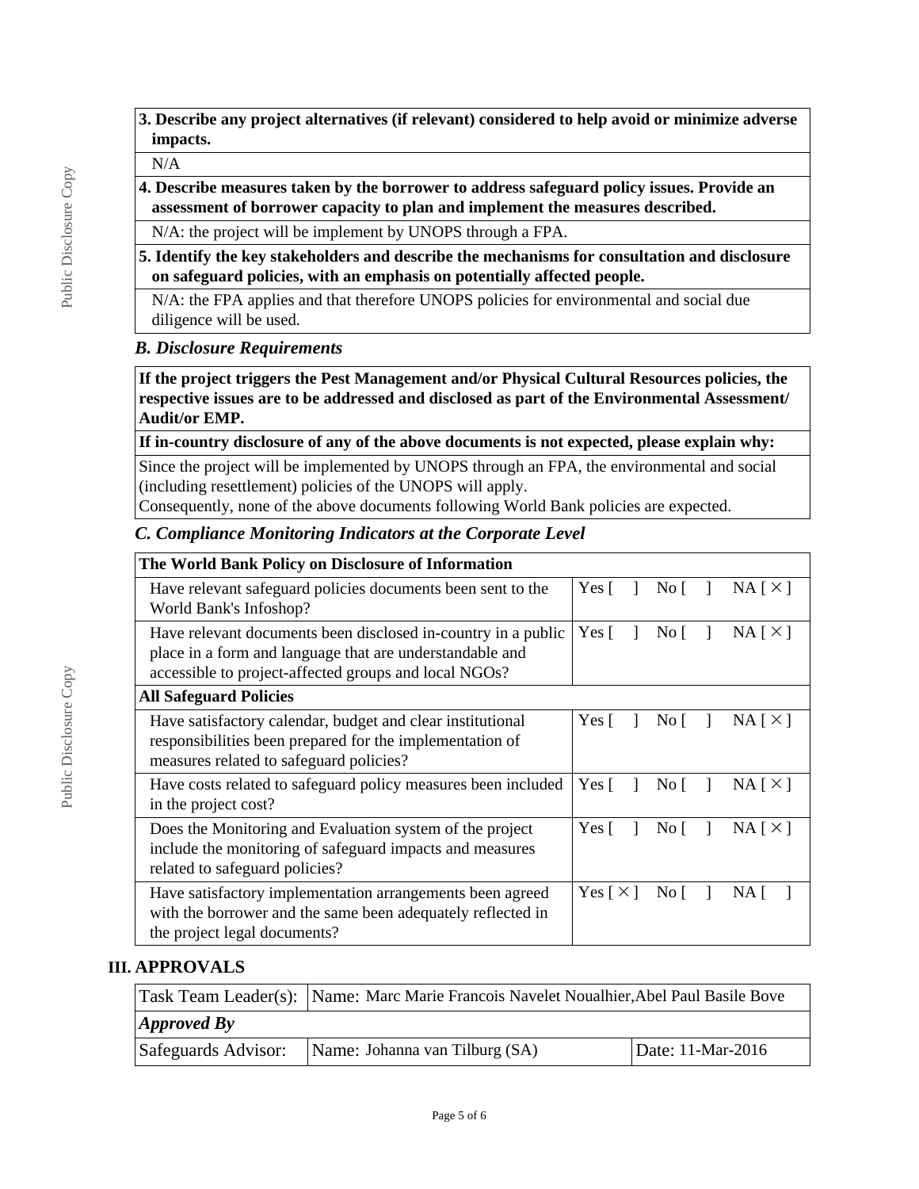**3. Describe any project alternatives (if relevant) considered to help avoid or minimize adverse impacts.**

N/A

**4. Describe measures taken by the borrower to address safeguard policy issues. Provide an assessment of borrower capacity to plan and implement the measures described.**

N/A: the project will be implement by UNOPS through a FPA.

**5. Identify the key stakeholders and describe the mechanisms for consultation and disclosure on safeguard policies, with an emphasis on potentially affected people.**

N/A: the FPA applies and that therefore UNOPS policies for environmental and social due diligence will be used.

### *B. Disclosure Requirements*

**If the project triggers the Pest Management and/or Physical Cultural Resources policies, the respective issues are to be addressed and disclosed as part of the Environmental Assessment/ Audit/or EMP.**

**If in-country disclosure of any of the above documents is not expected, please explain why:**

Since the project will be implemented by UNOPS through an FPA, the environmental and social (including resettlement) policies of the UNOPS will apply.
Consequently, none of the above documents following World Bank policies are expected.

### *C. Compliance Monitoring Indicators at the Corporate Level*

| **The World Bank Policy on Disclosure of Information** | |
|---|---|
| Have relevant safeguard policies documents been sent to the World Bank's Infoshop? | Yes [ ] No [ ] NA [ × ] |
| Have relevant documents been disclosed in-country in a public place in a form and language that are understandable and accessible to project-affected groups and local NGOs? | Yes [ ] No [ ] NA [ × ] |
| **All Safeguard Policies** | |
| Have satisfactory calendar, budget and clear institutional responsibilities been prepared for the implementation of measures related to safeguard policies? | Yes [ ] No [ ] NA [ × ] |
| Have costs related to safeguard policy measures been included in the project cost? | Yes [ ] No [ ] NA [ × ] |
| Does the Monitoring and Evaluation system of the project include the monitoring of safeguard impacts and measures related to safeguard policies? | Yes [ ] No [ ] NA [ × ] |
| Have satisfactory implementation arrangements been agreed with the borrower and the same been adequately reflected in the project legal documents? | Yes [ × ] No [ ] NA [ ] |

## III. APPROVALS

| Task Team Leader(s): | Name: Marc Marie Francois Navelet Noualhier,Abel Paul Basile Bove | |
|---|---|---|
| ***Approved By*** | | |
| Safeguards Advisor: | Name: Johanna van Tilburg (SA) | Date: 11-Mar-2016 |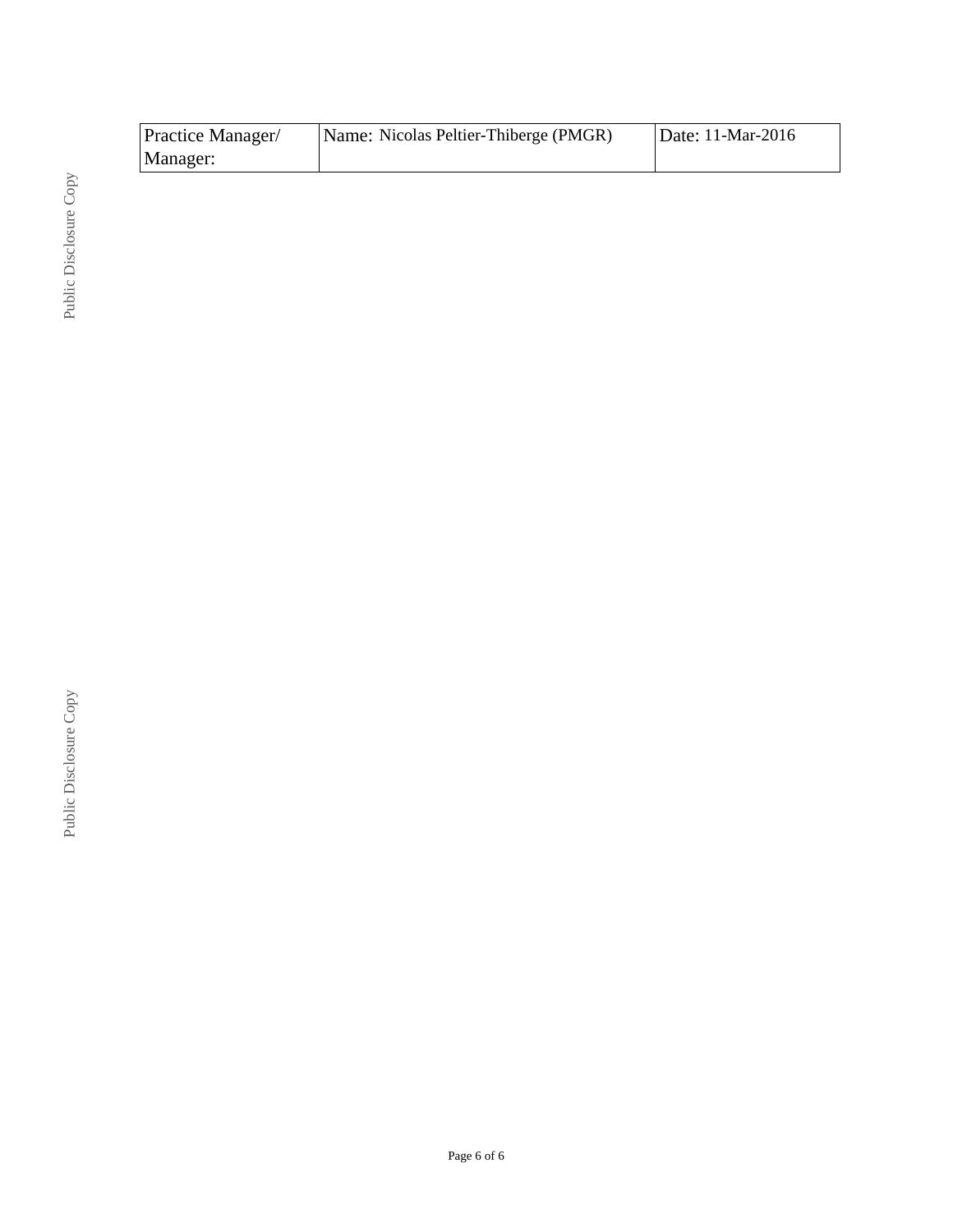| | | |
|---|---|---|
| Practice Manager/ Manager: | Name: Nicolas Peltier-Thiberge (PMGR) | Date: 11-Mar-2016 |